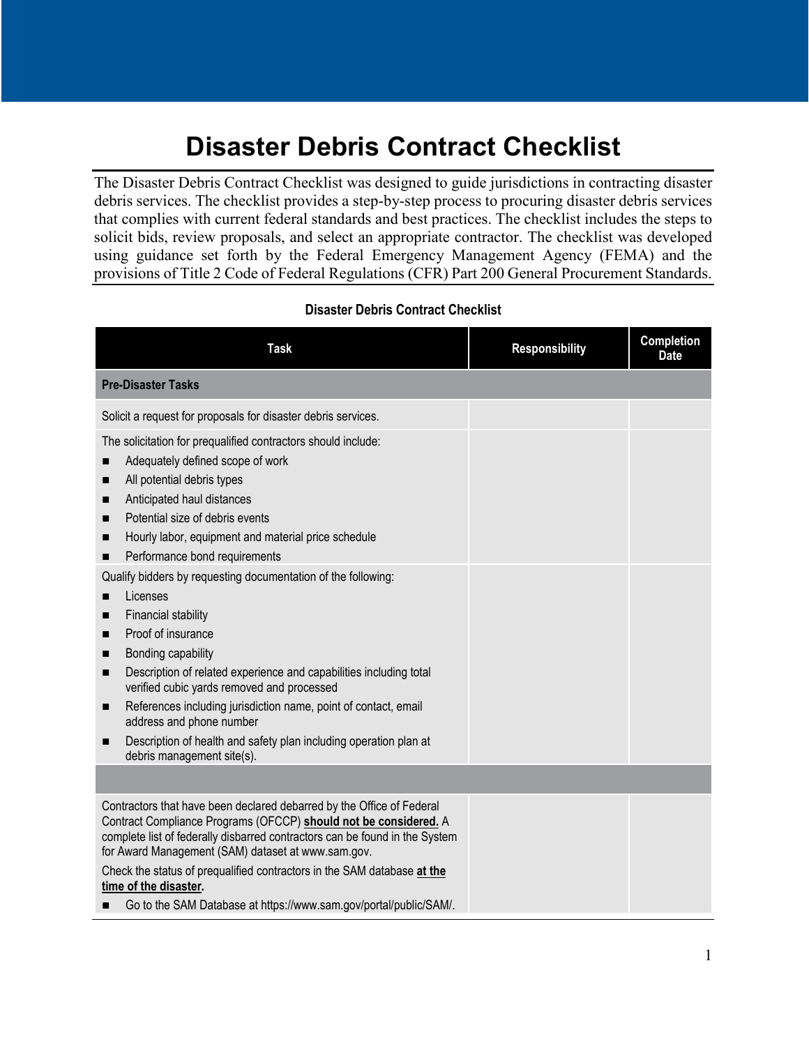# Disaster Debris Contract Checklist

The Disaster Debris Contract Checklist was designed to guide jurisdictions in contracting disaster debris services. The checklist provides a step-by-step process to procuring disaster debris services that complies with current federal standards and best practices. The checklist includes the steps to solicit bids, review proposals, and select an appropriate contractor. The checklist was developed using guidance set forth by the Federal Emergency Management Agency (FEMA) and the provisions of Title 2 Code of Federal Regulations (CFR) Part 200 General Procurement Standards.

**Disaster Debris Contract Checklist**

| Task | Responsibility | Completion Date |
|---|---|---|
| **Pre-Disaster Tasks** | | |
| Solicit a request for proposals for disaster debris services. | | |
| The solicitation for prequalified contractors should include:<br>■ Adequately defined scope of work<br>■ All potential debris types<br>■ Anticipated haul distances<br>■ Potential size of debris events<br>■ Hourly labor, equipment and material price schedule<br>■ Performance bond requirements | | |
| Qualify bidders by requesting documentation of the following:<br>■ Licenses<br>■ Financial stability<br>■ Proof of insurance<br>■ Bonding capability<br>■ Description of related experience and capabilities including total verified cubic yards removed and processed<br>■ References including jurisdiction name, point of contact, email address and phone number<br>■ Description of health and safety plan including operation plan at debris management site(s). | | |
| | | |
| Contractors that have been declared debarred by the Office of Federal Contract Compliance Programs (OFCCP) **<u>should not be considered.</u>** A complete list of federally disbarred contractors can be found in the System for Award Management (SAM) dataset at www.sam.gov.<br>Check the status of prequalified contractors in the SAM database **<u>at the time of the disaster</u>.**<br>■ Go to the SAM Database at https://www.sam.gov/portal/public/SAM/. | | |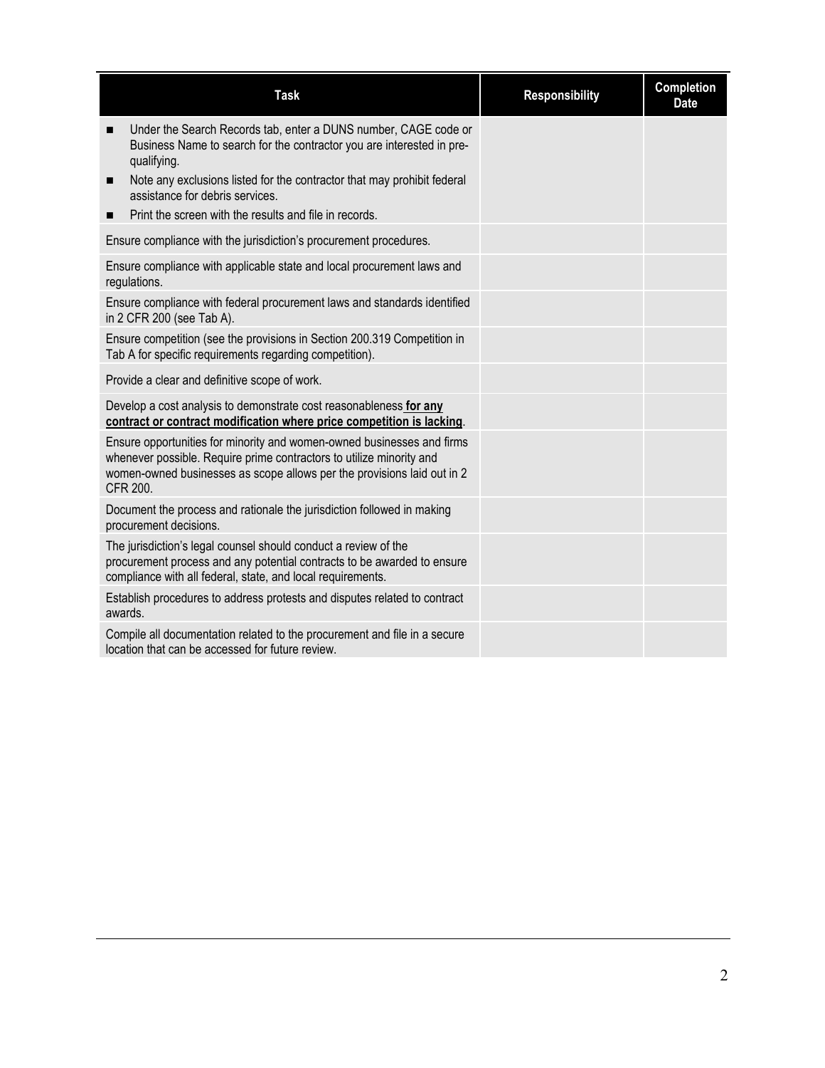| Task | Responsibility | Completion Date |
|---|---|---|
| ■ Under the Search Records tab, enter a DUNS number, CAGE code or Business Name to search for the contractor you are interested in pre-qualifying.<br>■ Note any exclusions listed for the contractor that may prohibit federal assistance for debris services.<br>■ Print the screen with the results and file in records. | | |
| Ensure compliance with the jurisdiction's procurement procedures. | | |
| Ensure compliance with applicable state and local procurement laws and regulations. | | |
| Ensure compliance with federal procurement laws and standards identified in 2 CFR 200 (see Tab A). | | |
| Ensure competition (see the provisions in Section 200.319 Competition in Tab A for specific requirements regarding competition). | | |
| Provide a clear and definitive scope of work. | | |
| Develop a cost analysis to demonstrate cost reasonableness **for any contract or contract modification where price competition is lacking**. | | |
| Ensure opportunities for minority and women-owned businesses and firms whenever possible. Require prime contractors to utilize minority and women-owned businesses as scope allows per the provisions laid out in 2 CFR 200. | | |
| Document the process and rationale the jurisdiction followed in making procurement decisions. | | |
| The jurisdiction's legal counsel should conduct a review of the procurement process and any potential contracts to be awarded to ensure compliance with all federal, state, and local requirements. | | |
| Establish procedures to address protests and disputes related to contract awards. | | |
| Compile all documentation related to the procurement and file in a secure location that can be accessed for future review. | | |